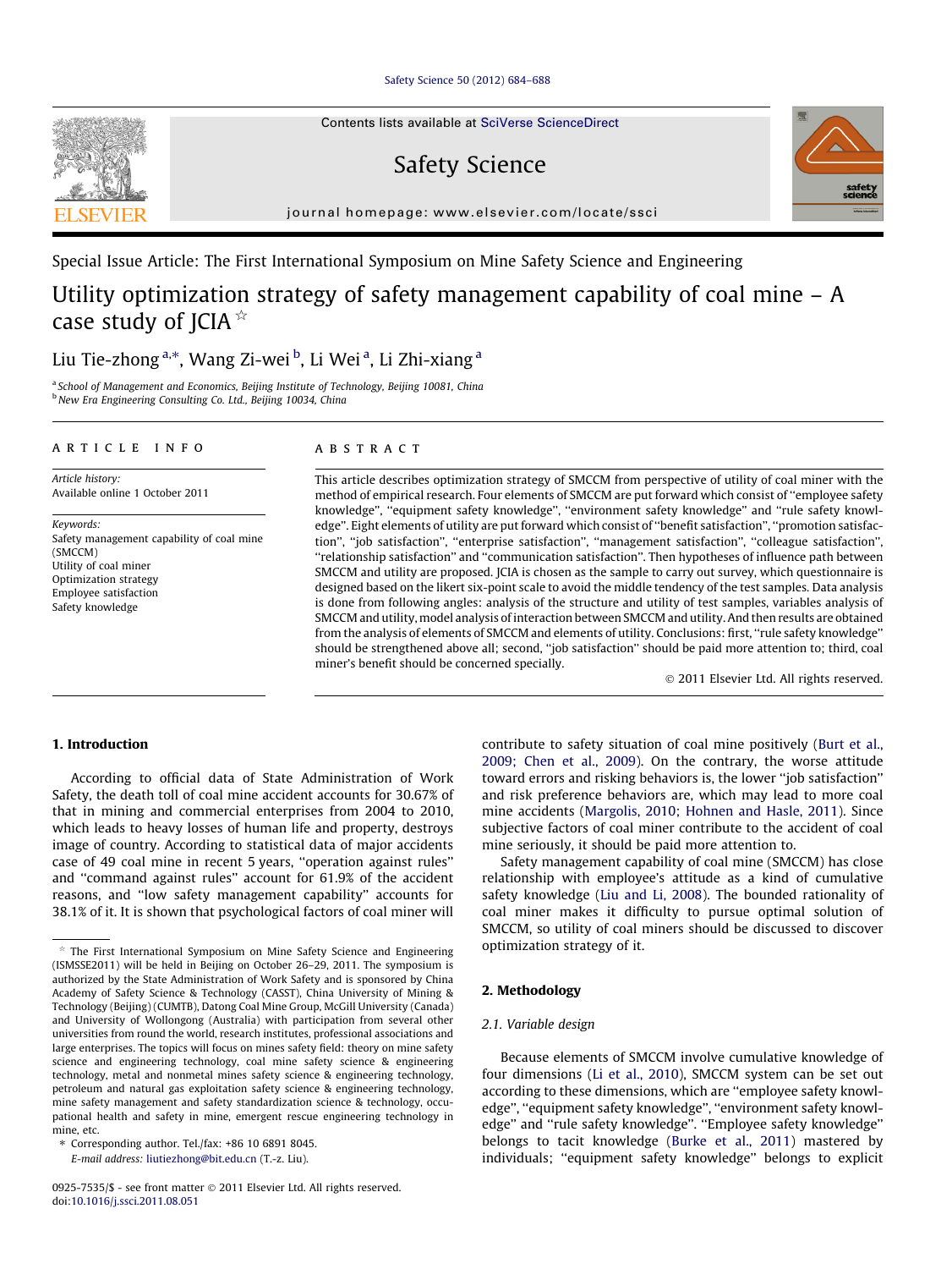Special Issue Article: The First International Symposium on Mine Safety Science and Engineering

# Utility optimization strategy of safety management capability of coal mine – A case study of JCIA ☆

Liu Tie-zhong [a,*], Wang Zi-wei [b], Li Wei [a], Li Zhi-xiang [a]

[a] School of Management and Economics, Beijing Institute of Technology, Beijing 10081, China
[b] New Era Engineering Consulting Co. Ltd., Beijing 10034, China

**ARTICLE INFO**

*Article history:*
Available online 1 October 2011

*Keywords:*
Safety management capability of coal mine (SMCCM)
Utility of coal miner
Optimization strategy
Employee satisfaction
Safety knowledge

**ABSTRACT**

This article describes optimization strategy of SMCCM from perspective of utility of coal miner with the method of empirical research. Four elements of SMCCM are put forward which consist of "employee safety knowledge", "equipment safety knowledge", "environment safety knowledge" and "rule safety knowledge". Eight elements of utility are put forward which consist of "benefit satisfaction", "promotion satisfaction", "job satisfaction", "enterprise satisfaction", "management satisfaction", "colleague satisfaction", "relationship satisfaction" and "communication satisfaction". Then hypotheses of influence path between SMCCM and utility are proposed. JCIA is chosen as the sample to carry out survey, which questionnaire is designed based on the likert six-point scale to avoid the middle tendency of the test samples. Data analysis is done from following angles: analysis of the structure and utility of test samples, variables analysis of SMCCM and utility, model analysis of interaction between SMCCM and utility. And then results are obtained from the analysis of elements of SMCCM and elements of utility. Conclusions: first, "rule safety knowledge" should be strengthened above all; second, "job satisfaction" should be paid more attention to; third, coal miner's benefit should be concerned specially.

© 2011 Elsevier Ltd. All rights reserved.

## 1. Introduction

According to official data of State Administration of Work Safety, the death toll of coal mine accident accounts for 30.67% of that in mining and commercial enterprises from 2004 to 2010, which leads to heavy losses of human life and property, destroys image of country. According to statistical data of major accidents case of 49 coal mine in recent 5 years, "operation against rules" and "command against rules" account for 61.9% of the accident reasons, and "low safety management capability" accounts for 38.1% of it. It is shown that psychological factors of coal miner will contribute to safety situation of coal mine positively (Burt et al., 2009; Chen et al., 2009). On the contrary, the worse attitude toward errors and risking behaviors is, the lower "job satisfaction" and risk preference behaviors are, which may lead to more coal mine accidents (Margolis, 2010; Hohnen and Hasle, 2011). Since subjective factors of coal miner contribute to the accident of coal mine seriously, it should be paid more attention to.

Safety management capability of coal mine (SMCCM) has close relationship with employee's attitude as a kind of cumulative safety knowledge (Liu and Li, 2008). The bounded rationality of coal miner makes it difficulty to pursue optimal solution of SMCCM, so utility of coal miners should be discussed to discover optimization strategy of it.

## 2. Methodology

### 2.1. Variable design

Because elements of SMCCM involve cumulative knowledge of four dimensions (Li et al., 2010), SMCCM system can be set out according to these dimensions, which are "employee safety knowledge", "equipment safety knowledge", "environment safety knowledge" and "rule safety knowledge". "Employee safety knowledge" belongs to tacit knowledge (Burke et al., 2011) mastered by individuals; "equipment safety knowledge" belongs to explicit

---

☆ The First International Symposium on Mine Safety Science and Engineering (ISMSSE2011) will be held in Beijing on October 26–29, 2011. The symposium is authorized by the State Administration of Work Safety and is sponsored by China Academy of Safety Science & Technology (CASST), China University of Mining & Technology (Beijing) (CUMTB), Datong Coal Mine Group, McGill University (Canada) and University of Wollongong (Australia) with participation from several other universities from round the world, research institutes, professional associations and large enterprises. The topics will focus on mines safety field: theory on mine safety science and engineering technology, coal mine safety science & engineering technology, metal and nonmetal mines safety science & engineering technology, petroleum and natural gas exploitation safety science & engineering technology, mine safety management and safety standardization science & technology, occupational health and safety in mine, emergent rescue engineering technology in mine, etc.

\* Corresponding author. Tel./fax: +86 10 6891 8045.
*E-mail address:* liutiezhong@bit.edu.cn (T.-z. Liu).

0925-7535/$ - see front matter © 2011 Elsevier Ltd. All rights reserved.
doi:10.1016/j.ssci.2011.08.051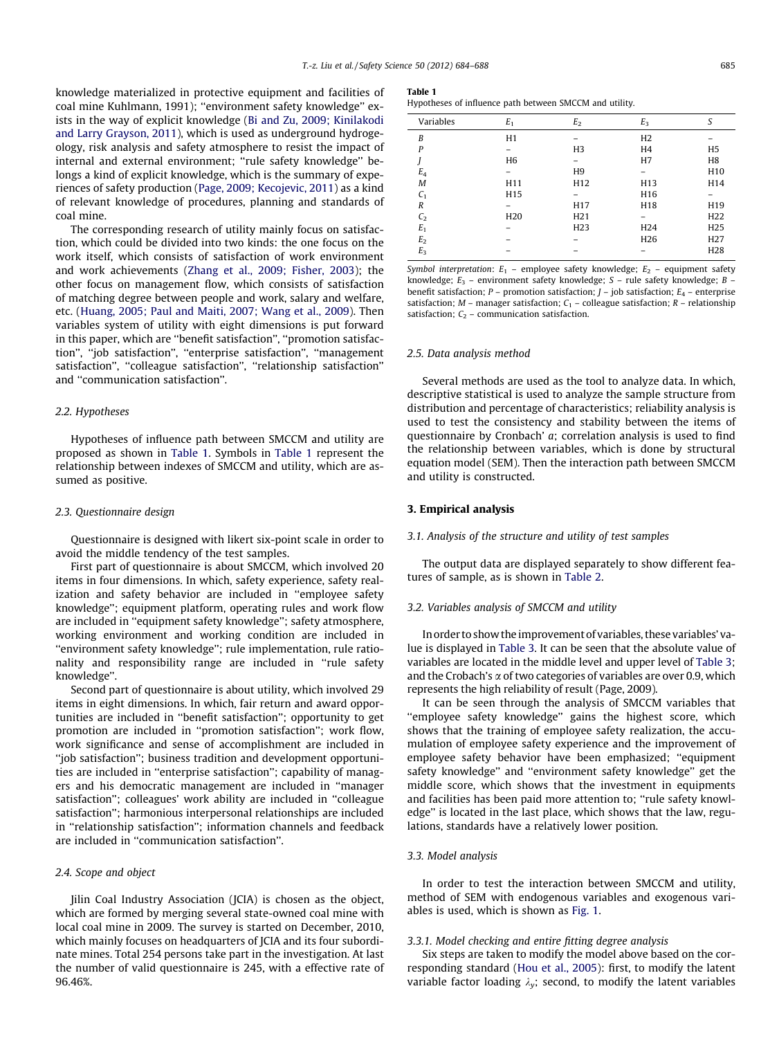knowledge materialized in protective equipment and facilities of coal mine Kuhlmann, 1991); ''environment safety knowledge'' exists in the way of explicit knowledge (Bi and Zu, 2009; Kinilakodi and Larry Grayson, 2011), which is used as underground hydrogeology, risk analysis and safety atmosphere to resist the impact of internal and external environment; ''rule safety knowledge'' belongs a kind of explicit knowledge, which is the summary of experiences of safety production (Page, 2009; Kecojevic, 2011) as a kind of relevant knowledge of procedures, planning and standards of coal mine.

The corresponding research of utility mainly focus on satisfaction, which could be divided into two kinds: the one focus on the work itself, which consists of satisfaction of work environment and work achievements (Zhang et al., 2009; Fisher, 2003); the other focus on management flow, which consists of satisfaction of matching degree between people and work, salary and welfare, etc. (Huang, 2005; Paul and Maiti, 2007; Wang et al., 2009). Then variables system of utility with eight dimensions is put forward in this paper, which are ''benefit satisfaction'', ''promotion satisfaction'', ''job satisfaction'', ''enterprise satisfaction'', ''management satisfaction'', ''colleague satisfaction'', ''relationship satisfaction'' and ''communication satisfaction''.

### 2.2. Hypotheses

Hypotheses of influence path between SMCCM and utility are proposed as shown in Table 1. Symbols in Table 1 represent the relationship between indexes of SMCCM and utility, which are assumed as positive.

### 2.3. Questionnaire design

Questionnaire is designed with likert six-point scale in order to avoid the middle tendency of the test samples.

First part of questionnaire is about SMCCM, which involved 20 items in four dimensions. In which, safety experience, safety realization and safety behavior are included in ''employee safety knowledge''; equipment platform, operating rules and work flow are included in ''equipment safety knowledge''; safety atmosphere, working environment and working condition are included in ''environment safety knowledge''; rule implementation, rule rationality and responsibility range are included in ''rule safety knowledge''.

Second part of questionnaire is about utility, which involved 29 items in eight dimensions. In which, fair return and award opportunities are included in ''benefit satisfaction''; opportunity to get promotion are included in ''promotion satisfaction''; work flow, work significance and sense of accomplishment are included in ''job satisfaction''; business tradition and development opportunities are included in ''enterprise satisfaction''; capability of managers and his democratic management are included in ''manager satisfaction''; colleagues' work ability are included in ''colleague satisfaction''; harmonious interpersonal relationships are included in ''relationship satisfaction''; information channels and feedback are included in ''communication satisfaction''.

### 2.4. Scope and object

Jilin Coal Industry Association (JCIA) is chosen as the object, which are formed by merging several state-owned coal mine with local coal mine in 2009. The survey is started on December, 2010, which mainly focuses on headquarters of JCIA and its four subordinate mines. Total 254 persons take part in the investigation. At last the number of valid questionnaire is 245, with a effective rate of 96.46%.

**Table 1**
Hypotheses of influence path between SMCCM and utility.

| Variables | $E_1$ | $E_2$ | $E_3$ | $S$ |
|---|---|---|---|---|
| $B$ | H1 | – | H2 | – |
| $P$ | – | H3 | H4 | H5 |
| $J$ | H6 | – | H7 | H8 |
| $E_4$ | – | H9 | – | H10 |
| $M$ | H11 | H12 | H13 | H14 |
| $C_1$ | H15 | – | H16 | – |
| $R$ | – | H17 | H18 | H19 |
| $C_2$ | H20 | H21 | – | H22 |
| $E_1$ | – | H23 | H24 | H25 |
| $E_2$ | – | – | H26 | H27 |
| $E_3$ | – | – | – | H28 |

*Symbol interpretation*: $E_1$ – employee safety knowledge; $E_2$ – equipment safety knowledge; $E_3$ – environment safety knowledge; $S$ – rule safety knowledge; $B$ – benefit satisfaction; $P$ – promotion satisfaction; $J$ – job satisfaction; $E_4$ – enterprise satisfaction; $M$ – manager satisfaction; $C_1$ – colleague satisfaction; $R$ – relationship satisfaction; $C_2$ – communication satisfaction.

### 2.5. Data analysis method

Several methods are used as the tool to analyze data. In which, descriptive statistical is used to analyze the sample structure from distribution and percentage of characteristics; reliability analysis is used to test the consistency and stability between the items of questionnaire by Cronbach' $a$; correlation analysis is used to find the relationship between variables, which is done by structural equation model (SEM). Then the interaction path between SMCCM and utility is constructed.

## 3. Empirical analysis

### 3.1. Analysis of the structure and utility of test samples

The output data are displayed separately to show different features of sample, as is shown in Table 2.

### 3.2. Variables analysis of SMCCM and utility

In order to show the improvement of variables, these variables' value is displayed in Table 3. It can be seen that the absolute value of variables are located in the middle level and upper level of Table 3; and the Crobach's $\alpha$ of two categories of variables are over 0.9, which represents the high reliability of result (Page, 2009).

It can be seen through the analysis of SMCCM variables that ''employee safety knowledge'' gains the highest score, which shows that the training of employee safety realization, the accumulation of employee safety experience and the improvement of employee safety behavior have been emphasized; ''equipment safety knowledge'' and ''environment safety knowledge'' get the middle score, which shows that the investment in equipments and facilities has been paid more attention to; ''rule safety knowledge'' is located in the last place, which shows that the law, regulations, standards have a relatively lower position.

### 3.3. Model analysis

In order to test the interaction between SMCCM and utility, method of SEM with endogenous variables and exogenous variables is used, which is shown as Fig. 1.

#### 3.3.1. Model checking and entire fitting degree analysis

Six steps are taken to modify the model above based on the corresponding standard (Hou et al., 2005): first, to modify the latent variable factor loading $\lambda_y$; second, to modify the latent variables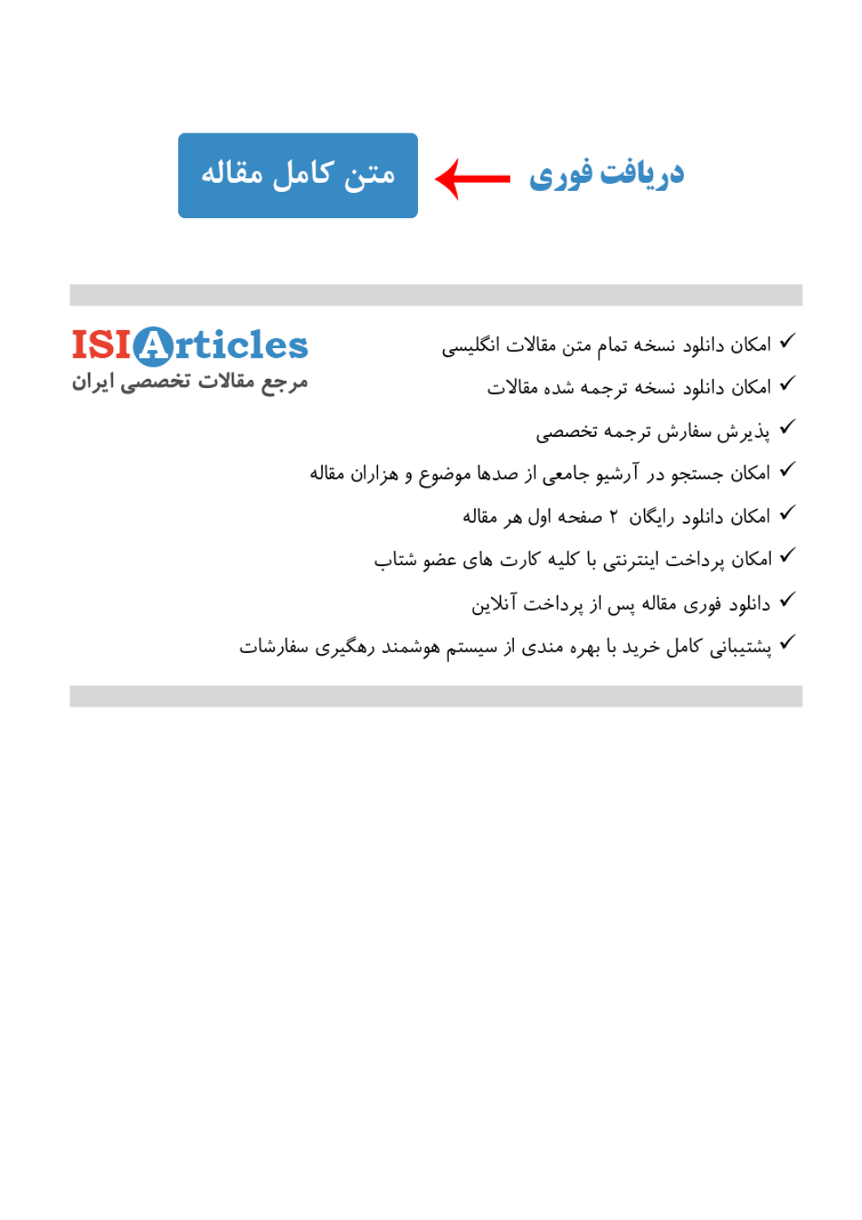دریافت فوری ← **متن کامل مقاله**

**ISIArticles**
مرجع مقالات تخصصی ایران

- ✓ امکان دانلود نسخه تمام متن مقالات انگلیسی
- ✓ امکان دانلود نسخه ترجمه شده مقالات
- ✓ پذیرش سفارش ترجمه تخصصی
- ✓ امکان جستجو در آرشیو جامعی از صدها موضوع و هزاران مقاله
- ✓ امکان دانلود رایگان ۲ صفحه اول هر مقاله
- ✓ امکان پرداخت اینترنتی با کلیه کارت های عضو شتاب
- ✓ دانلود فوری مقاله پس از پرداخت آنلاین
- ✓ پشتیبانی کامل خرید با بهره مندی از سیستم هوشمند رهگیری سفارشات